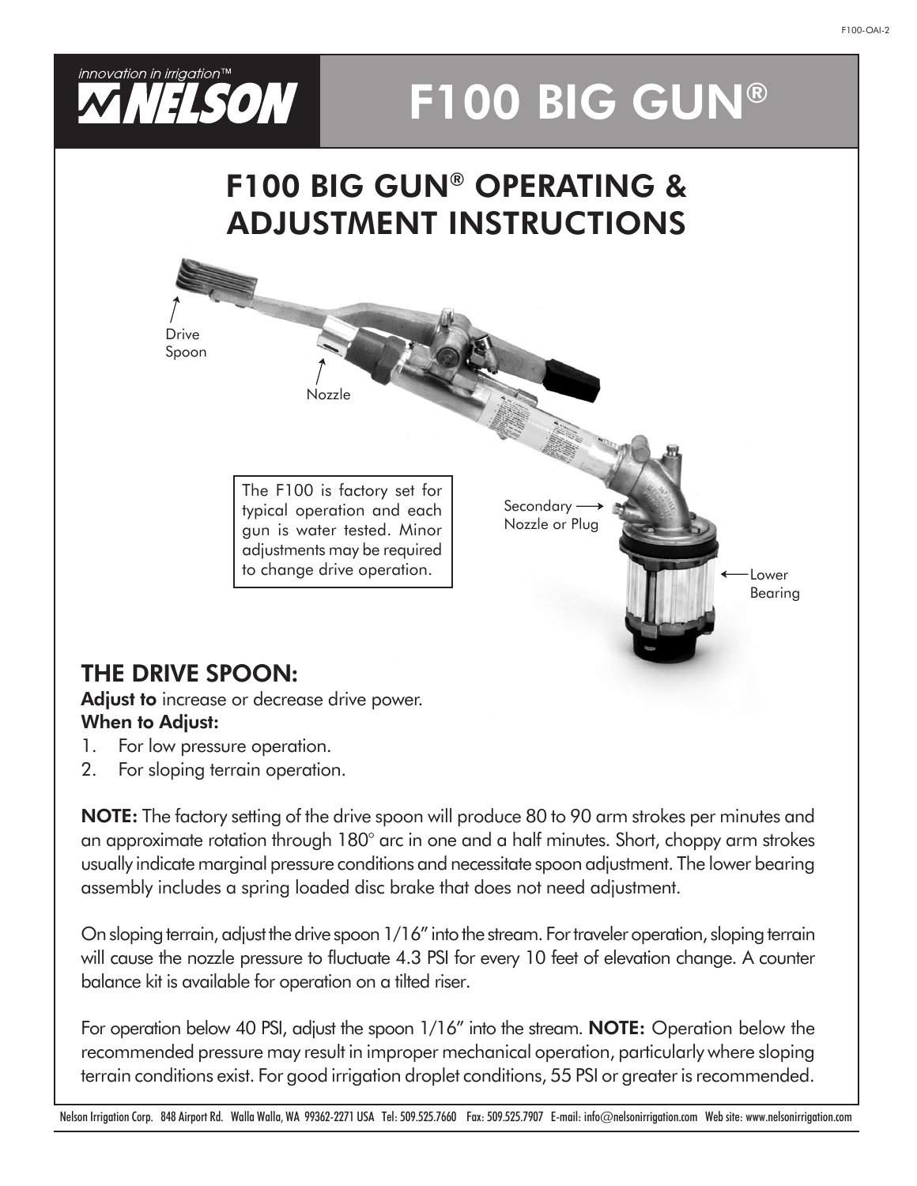innovation in irrigation™

NELSON

# F100 BIG GUN®

## F100 BIG GUN® OPERATING & ADJUSTMENT INSTRUCTIONS

Drive Spoon

Nozzle

Secondary Nozzle or Plug

Lower Bearing

The F100 is factory set for typical operation and each gun is water tested. Minor adjustments may be required to change drive operation.

### THE DRIVE SPOON:

**Adjust to** increase or decrease drive power.

**When to Adjust:**

1. For low pressure operation.
2. For sloping terrain operation.

**NOTE:** The factory setting of the drive spoon will produce 80 to 90 arm strokes per minutes and an approximate rotation through 180° arc in one and a half minutes. Short, choppy arm strokes usually indicate marginal pressure conditions and necessitate spoon adjustment. The lower bearing assembly includes a spring loaded disc brake that does not need adjustment.

On sloping terrain, adjust the drive spoon 1/16" into the stream. For traveler operation, sloping terrain will cause the nozzle pressure to fluctuate 4.3 PSI for every 10 feet of elevation change. A counter balance kit is available for operation on a tilted riser.

For operation below 40 PSI, adjust the spoon 1/16" into the stream. **NOTE:** Operation below the recommended pressure may result in improper mechanical operation, particularly where sloping terrain conditions exist. For good irrigation droplet conditions, 55 PSI or greater is recommended.

Nelson Irrigation Corp. 848 Airport Rd. Walla Walla, WA 99362-2271 USA Tel: 509.525.7660 Fax: 509.525.7907 E-mail: info@nelsonirrigation.com Web site: www.nelsonirrigation.com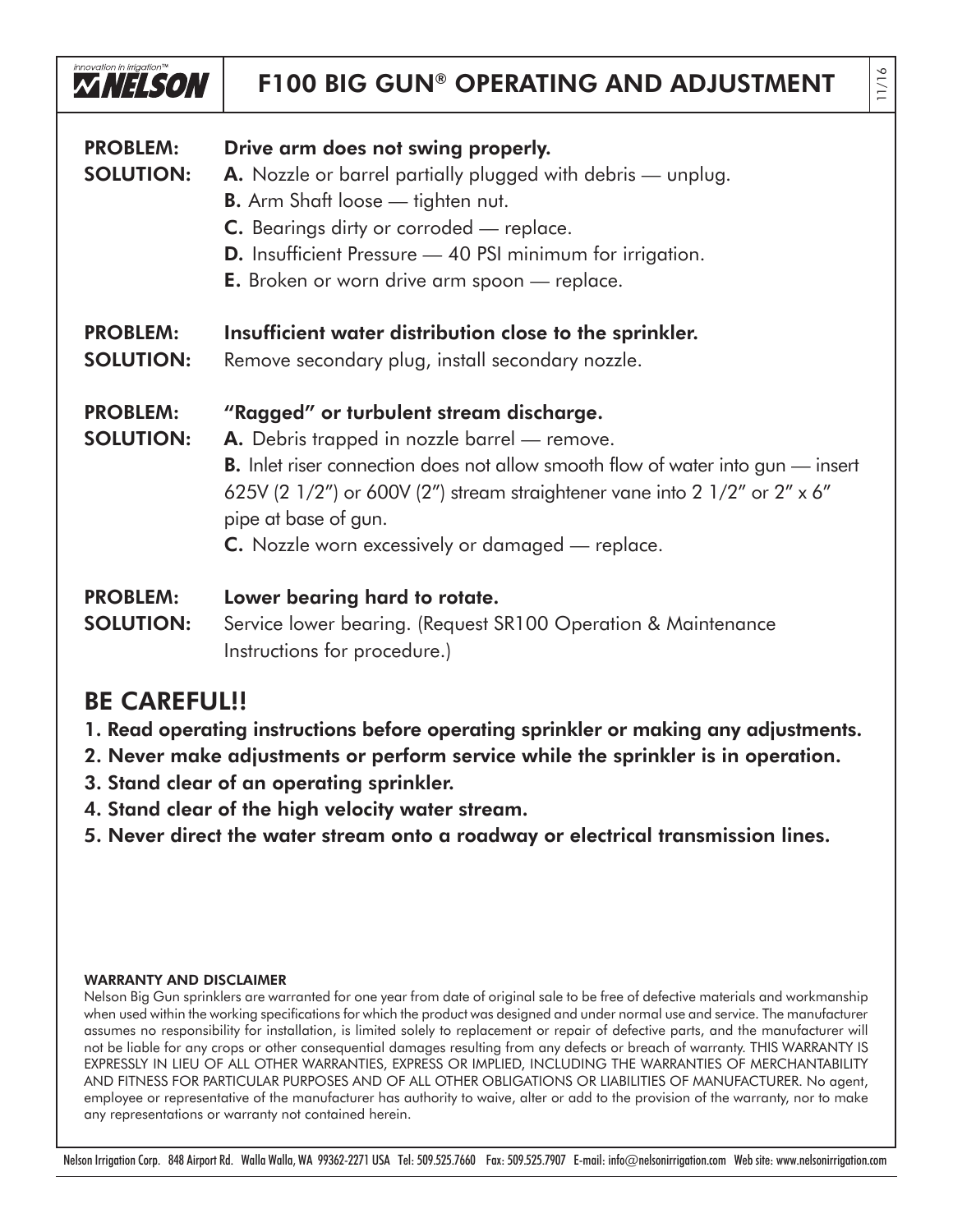# F100 BIG GUN® OPERATING AND ADJUSTMENT

**PROBLEM:** **Drive arm does not swing properly.**

**SOLUTION:**
**A.** Nozzle or barrel partially plugged with debris — unplug.
**B.** Arm Shaft loose — tighten nut.
**C.** Bearings dirty or corroded — replace.
**D.** Insufficient Pressure — 40 PSI minimum for irrigation.
**E.** Broken or worn drive arm spoon — replace.

**PROBLEM:** **Insufficient water distribution close to the sprinkler.**

**SOLUTION:** Remove secondary plug, install secondary nozzle.

**PROBLEM:** **"Ragged" or turbulent stream discharge.**

**SOLUTION:**
**A.** Debris trapped in nozzle barrel — remove.
**B.** Inlet riser connection does not allow smooth flow of water into gun — insert 625V (2 1/2") or 600V (2") stream straightener vane into 2 1/2" or 2" x 6" pipe at base of gun.
**C.** Nozzle worn excessively or damaged — replace.

**PROBLEM:** **Lower bearing hard to rotate.**

**SOLUTION:** Service lower bearing. (Request SR100 Operation & Maintenance Instructions for procedure.)

## BE CAREFUL!!

1. **Read operating instructions before operating sprinkler or making any adjustments.**
2. **Never make adjustments or perform service while the sprinkler is in operation.**
3. **Stand clear of an operating sprinkler.**
4. **Stand clear of the high velocity water stream.**
5. **Never direct the water stream onto a roadway or electrical transmission lines.**

**WARRANTY AND DISCLAIMER**

Nelson Big Gun sprinklers are warranted for one year from date of original sale to be free of defective materials and workmanship when used within the working specifications for which the product was designed and under normal use and service. The manufacturer assumes no responsibility for installation, is limited solely to replacement or repair of defective parts, and the manufacturer will not be liable for any crops or other consequential damages resulting from any defects or breach of warranty. THIS WARRANTY IS EXPRESSLY IN LIEU OF ALL OTHER WARRANTIES, EXPRESS OR IMPLIED, INCLUDING THE WARRANTIES OF MERCHANTABILITY AND FITNESS FOR PARTICULAR PURPOSES AND OF ALL OTHER OBLIGATIONS OR LIABILITIES OF MANUFACTURER. No agent, employee or representative of the manufacturer has authority to waive, alter or add to the provision of the warranty, nor to make any representations or warranty not contained herein.

Nelson Irrigation Corp. 848 Airport Rd. Walla Walla, WA 99362-2271 USA Tel: 509.525.7660 Fax: 509.525.7907 E-mail: info@nelsonirrigation.com Web site: www.nelsonirrigation.com